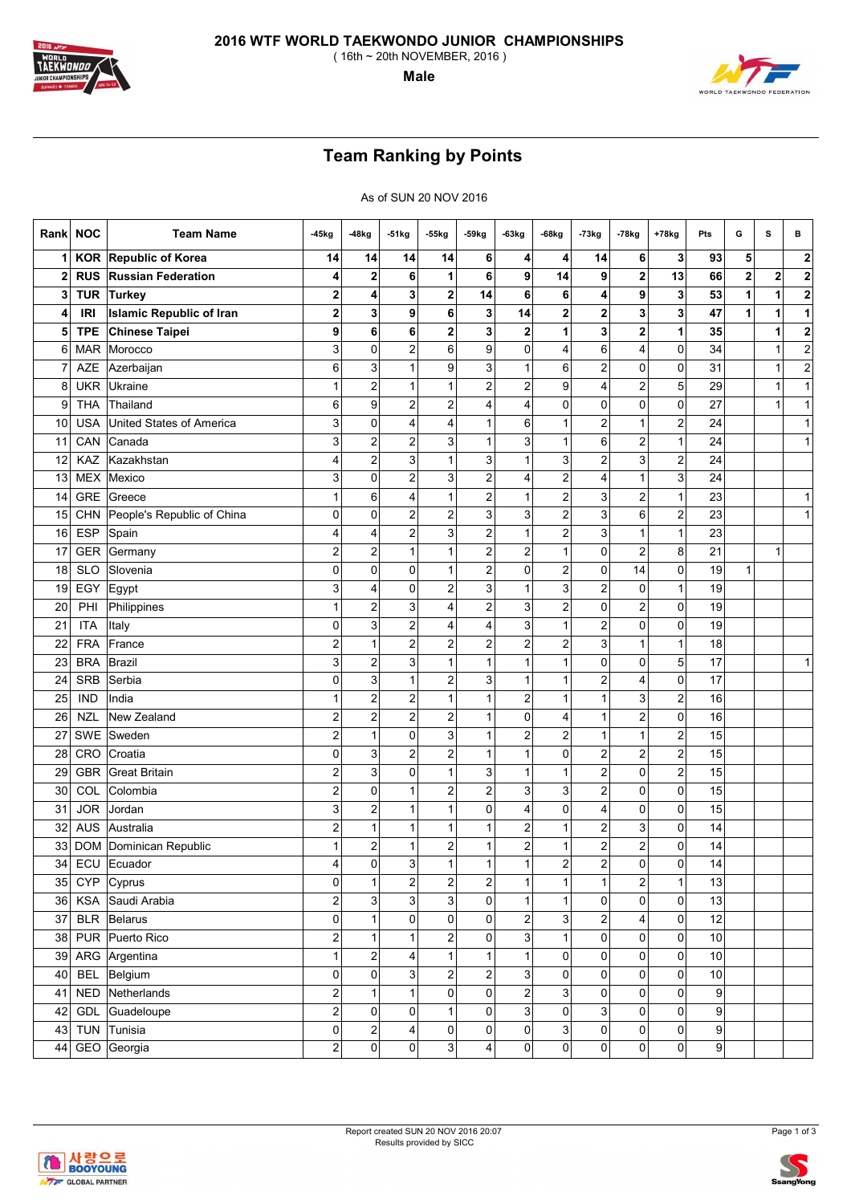# 2016 WTF WORLD TAEKWONDO JUNIOR CHAMPIONSHIPS

( 16th ~ 20th NOVEMBER, 2016 )

**Male**

## Team Ranking by Points

As of SUN 20 NOV 2016

| Rank | NOC | Team Name | -45kg | -48kg | -51kg | -55kg | -59kg | -63kg | -68kg | -73kg | -78kg | +78kg | Pts | G | S | B |
|---|---|---|---|---|---|---|---|---|---|---|---|---|---|---|---|---|
| **1** | **KOR** | **Republic of Korea** | **14** | **14** | **14** | **14** | **6** | **4** | **4** | **14** | **6** | **3** | **93** | **5** | | **2** |
| **2** | **RUS** | **Russian Federation** | **4** | **2** | **6** | **1** | **6** | **9** | **14** | **9** | **2** | **13** | **66** | **2** | **2** | **2** |
| **3** | **TUR** | **Turkey** | **2** | **4** | **3** | **2** | **14** | **6** | **6** | **4** | **9** | **3** | **53** | **1** | **1** | **2** |
| **4** | **IRI** | **Islamic Republic of Iran** | **2** | **3** | **9** | **6** | **3** | **14** | **2** | **2** | **3** | **3** | **47** | **1** | **1** | **1** |
| **5** | **TPE** | **Chinese Taipei** | **9** | **6** | **6** | **2** | **3** | **2** | **1** | **3** | **2** | **1** | **35** | | **1** | **2** |
| 6 | MAR | Morocco | 3 | 0 | 2 | 6 | 9 | 0 | 4 | 6 | 4 | 0 | 34 | | 1 | 2 |
| 7 | AZE | Azerbaijan | 6 | 3 | 1 | 9 | 3 | 1 | 6 | 2 | 0 | 0 | 31 | | 1 | 2 |
| 8 | UKR | Ukraine | 1 | 2 | 1 | 1 | 2 | 2 | 9 | 4 | 2 | 5 | 29 | | 1 | 1 |
| 9 | THA | Thailand | 6 | 9 | 2 | 2 | 4 | 4 | 0 | 0 | 0 | 0 | 27 | | 1 | 1 |
| 10 | USA | United States of America | 3 | 0 | 4 | 4 | 1 | 6 | 1 | 2 | 1 | 2 | 24 | | | 1 |
| 11 | CAN | Canada | 3 | 2 | 2 | 3 | 1 | 3 | 1 | 6 | 2 | 1 | 24 | | | 1 |
| 12 | KAZ | Kazakhstan | 4 | 2 | 3 | 1 | 3 | 1 | 3 | 2 | 3 | 2 | 24 | | | |
| 13 | MEX | Mexico | 3 | 0 | 2 | 3 | 2 | 4 | 2 | 4 | 1 | 3 | 24 | | | |
| 14 | GRE | Greece | 1 | 6 | 4 | 1 | 2 | 1 | 2 | 3 | 2 | 1 | 23 | | | 1 |
| 15 | CHN | People's Republic of China | 0 | 0 | 2 | 2 | 3 | 3 | 2 | 3 | 6 | 2 | 23 | | | 1 |
| 16 | ESP | Spain | 4 | 4 | 2 | 3 | 2 | 1 | 2 | 3 | 1 | 1 | 23 | | | |
| 17 | GER | Germany | 2 | 2 | 1 | 1 | 2 | 2 | 1 | 0 | 2 | 8 | 21 | | 1 | |
| 18 | SLO | Slovenia | 0 | 0 | 0 | 1 | 2 | 0 | 2 | 0 | 14 | 0 | 19 | 1 | | |
| 19 | EGY | Egypt | 3 | 4 | 0 | 2 | 3 | 1 | 3 | 2 | 0 | 1 | 19 | | | |
| 20 | PHI | Philippines | 1 | 2 | 3 | 4 | 2 | 3 | 2 | 0 | 2 | 0 | 19 | | | |
| 21 | ITA | Italy | 0 | 3 | 2 | 4 | 4 | 3 | 1 | 2 | 0 | 0 | 19 | | | |
| 22 | FRA | France | 2 | 1 | 2 | 2 | 2 | 2 | 2 | 3 | 1 | 1 | 18 | | | |
| 23 | BRA | Brazil | 3 | 2 | 3 | 1 | 1 | 1 | 1 | 0 | 0 | 5 | 17 | | | 1 |
| 24 | SRB | Serbia | 0 | 3 | 1 | 2 | 3 | 1 | 1 | 2 | 4 | 0 | 17 | | | |
| 25 | IND | India | 1 | 2 | 2 | 1 | 1 | 2 | 1 | 1 | 3 | 2 | 16 | | | |
| 26 | NZL | New Zealand | 2 | 2 | 2 | 2 | 1 | 0 | 4 | 1 | 2 | 0 | 16 | | | |
| 27 | SWE | Sweden | 2 | 1 | 0 | 3 | 1 | 2 | 2 | 1 | 1 | 2 | 15 | | | |
| 28 | CRO | Croatia | 0 | 3 | 2 | 2 | 1 | 1 | 0 | 2 | 2 | 2 | 15 | | | |
| 29 | GBR | Great Britain | 2 | 3 | 0 | 1 | 3 | 1 | 1 | 2 | 0 | 2 | 15 | | | |
| 30 | COL | Colombia | 2 | 0 | 1 | 2 | 2 | 3 | 3 | 2 | 0 | 0 | 15 | | | |
| 31 | JOR | Jordan | 3 | 2 | 1 | 1 | 0 | 4 | 0 | 4 | 0 | 0 | 15 | | | |
| 32 | AUS | Australia | 2 | 1 | 1 | 1 | 1 | 2 | 1 | 2 | 3 | 0 | 14 | | | |
| 33 | DOM | Dominican Republic | 1 | 2 | 1 | 2 | 1 | 2 | 1 | 2 | 2 | 0 | 14 | | | |
| 34 | ECU | Ecuador | 4 | 0 | 3 | 1 | 1 | 1 | 2 | 2 | 0 | 0 | 14 | | | |
| 35 | CYP | Cyprus | 0 | 1 | 2 | 2 | 2 | 1 | 1 | 1 | 2 | 1 | 13 | | | |
| 36 | KSA | Saudi Arabia | 2 | 3 | 3 | 3 | 0 | 1 | 1 | 0 | 0 | 0 | 13 | | | |
| 37 | BLR | Belarus | 0 | 1 | 0 | 0 | 0 | 2 | 3 | 2 | 4 | 0 | 12 | | | |
| 38 | PUR | Puerto Rico | 2 | 1 | 1 | 2 | 0 | 3 | 1 | 0 | 0 | 0 | 10 | | | |
| 39 | ARG | Argentina | 1 | 2 | 4 | 1 | 1 | 1 | 0 | 0 | 0 | 0 | 10 | | | |
| 40 | BEL | Belgium | 0 | 0 | 3 | 2 | 2 | 3 | 0 | 0 | 0 | 0 | 10 | | | |
| 41 | NED | Netherlands | 2 | 1 | 1 | 0 | 0 | 2 | 3 | 0 | 0 | 0 | 9 | | | |
| 42 | GDL | Guadeloupe | 2 | 0 | 0 | 1 | 0 | 3 | 0 | 3 | 0 | 0 | 9 | | | |
| 43 | TUN | Tunisia | 0 | 2 | 4 | 0 | 0 | 0 | 3 | 0 | 0 | 0 | 9 | | | |
| 44 | GEO | Georgia | 2 | 0 | 0 | 3 | 4 | 0 | 0 | 0 | 0 | 0 | 9 | | | |

Report created SUN 20 NOV 2016 20:07
Results provided by SICC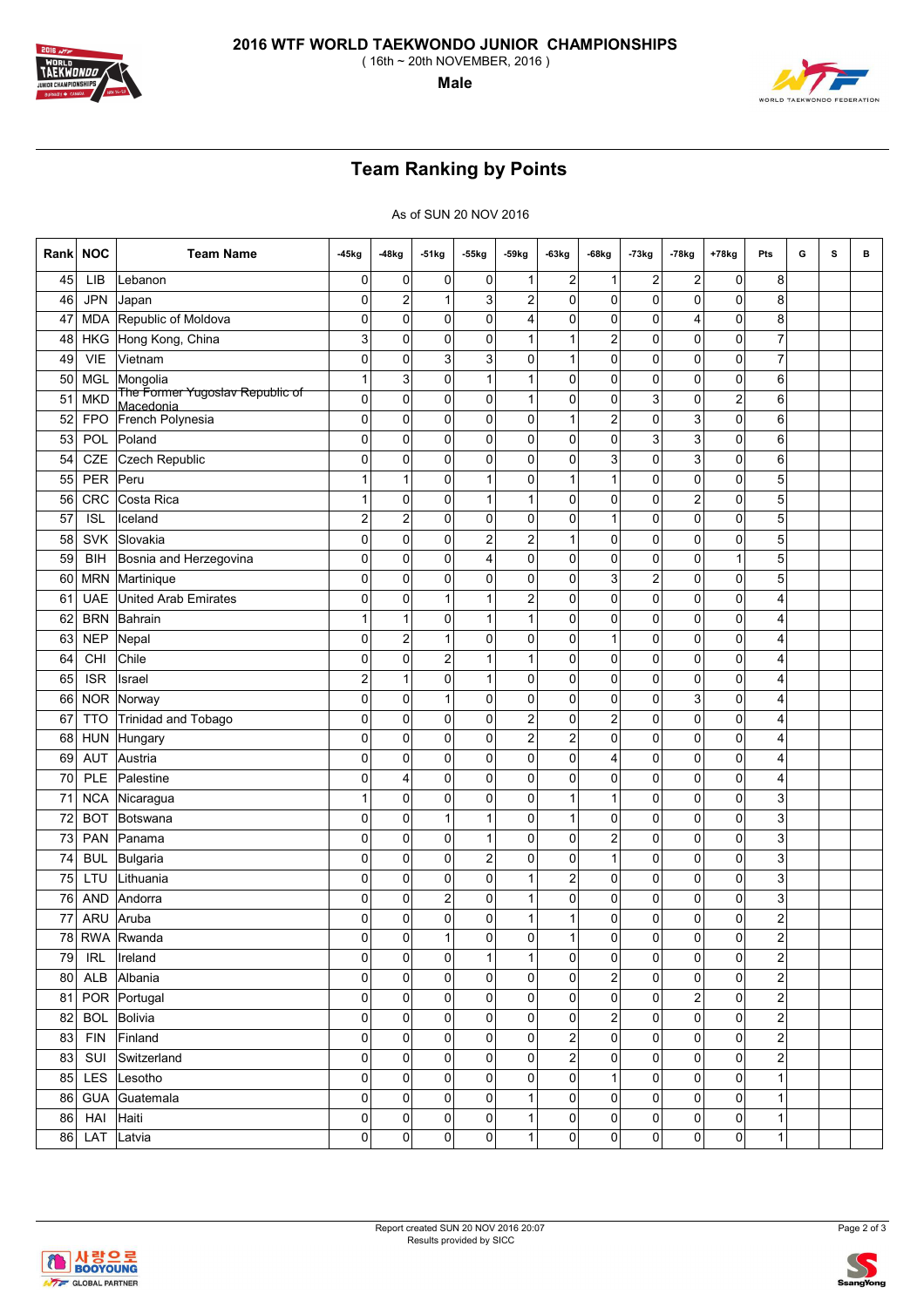# 2016 WTF WORLD TAEKWONDO JUNIOR CHAMPIONSHIPS

( 16th ~ 20th NOVEMBER, 2016 )

**Male**

## Team Ranking by Points

As of SUN 20 NOV 2016

| Rank | NOC | Team Name | -45kg | -48kg | -51kg | -55kg | -59kg | -63kg | -68kg | -73kg | -78kg | +78kg | Pts | G | S | B |
|---|---|---|---|---|---|---|---|---|---|---|---|---|---|---|---|---|
| 45 | LIB | Lebanon | 0 | 0 | 0 | 0 | 1 | 2 | 1 | 2 | 2 | 0 | 8 | | | |
| 46 | JPN | Japan | 0 | 2 | 1 | 3 | 2 | 0 | 0 | 0 | 0 | 0 | 8 | | | |
| 47 | MDA | Republic of Moldova | 0 | 0 | 0 | 0 | 4 | 0 | 0 | 0 | 4 | 0 | 8 | | | |
| 48 | HKG | Hong Kong, China | 3 | 0 | 0 | 0 | 1 | 1 | 2 | 0 | 0 | 0 | 7 | | | |
| 49 | VIE | Vietnam | 0 | 0 | 3 | 3 | 0 | 1 | 0 | 0 | 0 | 0 | 7 | | | |
| 50 | MGL | Mongolia | 1 | 3 | 0 | 1 | 1 | 0 | 0 | 0 | 0 | 0 | 6 | | | |
| 51 | MKD | The Former Yugoslav Republic of Macedonia | 0 | 0 | 0 | 0 | 1 | 0 | 0 | 3 | 0 | 2 | 6 | | | |
| 52 | FPO | French Polynesia | 0 | 0 | 0 | 0 | 0 | 1 | 2 | 0 | 3 | 0 | 6 | | | |
| 53 | POL | Poland | 0 | 0 | 0 | 0 | 0 | 0 | 0 | 3 | 3 | 0 | 6 | | | |
| 54 | CZE | Czech Republic | 0 | 0 | 0 | 0 | 0 | 0 | 3 | 0 | 3 | 0 | 6 | | | |
| 55 | PER | Peru | 1 | 1 | 0 | 1 | 0 | 1 | 1 | 0 | 0 | 0 | 5 | | | |
| 56 | CRC | Costa Rica | 1 | 0 | 0 | 1 | 1 | 0 | 0 | 0 | 2 | 0 | 5 | | | |
| 57 | ISL | Iceland | 2 | 2 | 0 | 0 | 0 | 0 | 1 | 0 | 0 | 0 | 5 | | | |
| 58 | SVK | Slovakia | 0 | 0 | 0 | 2 | 2 | 1 | 0 | 0 | 0 | 0 | 5 | | | |
| 59 | BIH | Bosnia and Herzegovina | 0 | 0 | 0 | 4 | 0 | 0 | 0 | 0 | 0 | 1 | 5 | | | |
| 60 | MRN | Martinique | 0 | 0 | 0 | 0 | 0 | 0 | 3 | 2 | 0 | 0 | 5 | | | |
| 61 | UAE | United Arab Emirates | 0 | 0 | 1 | 1 | 2 | 0 | 0 | 0 | 0 | 0 | 4 | | | |
| 62 | BRN | Bahrain | 1 | 1 | 0 | 1 | 1 | 0 | 0 | 0 | 0 | 0 | 4 | | | |
| 63 | NEP | Nepal | 0 | 2 | 1 | 0 | 0 | 0 | 1 | 0 | 0 | 0 | 4 | | | |
| 64 | CHI | Chile | 0 | 0 | 2 | 1 | 1 | 0 | 0 | 0 | 0 | 0 | 4 | | | |
| 65 | ISR | Israel | 2 | 1 | 0 | 1 | 0 | 0 | 0 | 0 | 0 | 0 | 4 | | | |
| 66 | NOR | Norway | 0 | 0 | 1 | 0 | 0 | 0 | 0 | 0 | 3 | 0 | 4 | | | |
| 67 | TTO | Trinidad and Tobago | 0 | 0 | 0 | 0 | 2 | 0 | 2 | 0 | 0 | 0 | 4 | | | |
| 68 | HUN | Hungary | 0 | 0 | 0 | 0 | 2 | 2 | 0 | 0 | 0 | 0 | 4 | | | |
| 69 | AUT | Austria | 0 | 0 | 0 | 0 | 0 | 0 | 4 | 0 | 0 | 0 | 4 | | | |
| 70 | PLE | Palestine | 0 | 4 | 0 | 0 | 0 | 0 | 0 | 0 | 0 | 0 | 4 | | | |
| 71 | NCA | Nicaragua | 1 | 0 | 0 | 0 | 0 | 1 | 1 | 0 | 0 | 0 | 3 | | | |
| 72 | BOT | Botswana | 0 | 0 | 1 | 1 | 0 | 1 | 0 | 0 | 0 | 0 | 3 | | | |
| 73 | PAN | Panama | 0 | 0 | 0 | 1 | 0 | 0 | 2 | 0 | 0 | 0 | 3 | | | |
| 74 | BUL | Bulgaria | 0 | 0 | 0 | 2 | 0 | 0 | 1 | 0 | 0 | 0 | 3 | | | |
| 75 | LTU | Lithuania | 0 | 0 | 0 | 0 | 1 | 2 | 0 | 0 | 0 | 0 | 3 | | | |
| 76 | AND | Andorra | 0 | 0 | 2 | 0 | 1 | 0 | 0 | 0 | 0 | 0 | 3 | | | |
| 77 | ARU | Aruba | 0 | 0 | 0 | 0 | 1 | 1 | 0 | 0 | 0 | 0 | 2 | | | |
| 78 | RWA | Rwanda | 0 | 0 | 1 | 0 | 0 | 1 | 0 | 0 | 0 | 0 | 2 | | | |
| 79 | IRL | Ireland | 0 | 0 | 0 | 1 | 1 | 0 | 0 | 0 | 0 | 0 | 2 | | | |
| 80 | ALB | Albania | 0 | 0 | 0 | 0 | 0 | 0 | 2 | 0 | 0 | 0 | 2 | | | |
| 81 | POR | Portugal | 0 | 0 | 0 | 0 | 0 | 0 | 0 | 0 | 2 | 0 | 2 | | | |
| 82 | BOL | Bolivia | 0 | 0 | 0 | 0 | 0 | 0 | 2 | 0 | 0 | 0 | 2 | | | |
| 83 | FIN | Finland | 0 | 0 | 0 | 0 | 0 | 2 | 0 | 0 | 0 | 0 | 2 | | | |
| 83 | SUI | Switzerland | 0 | 0 | 0 | 0 | 0 | 2 | 0 | 0 | 0 | 0 | 2 | | | |
| 85 | LES | Lesotho | 0 | 0 | 0 | 0 | 0 | 0 | 1 | 0 | 0 | 0 | 1 | | | |
| 86 | GUA | Guatemala | 0 | 0 | 0 | 0 | 1 | 0 | 0 | 0 | 0 | 0 | 1 | | | |
| 86 | HAI | Haiti | 0 | 0 | 0 | 0 | 1 | 0 | 0 | 0 | 0 | 0 | 1 | | | |
| 86 | LAT | Latvia | 0 | 0 | 0 | 0 | 1 | 0 | 0 | 0 | 0 | 0 | 1 | | | |

Report created SUN 20 NOV 2016 20:07
Results provided by SICC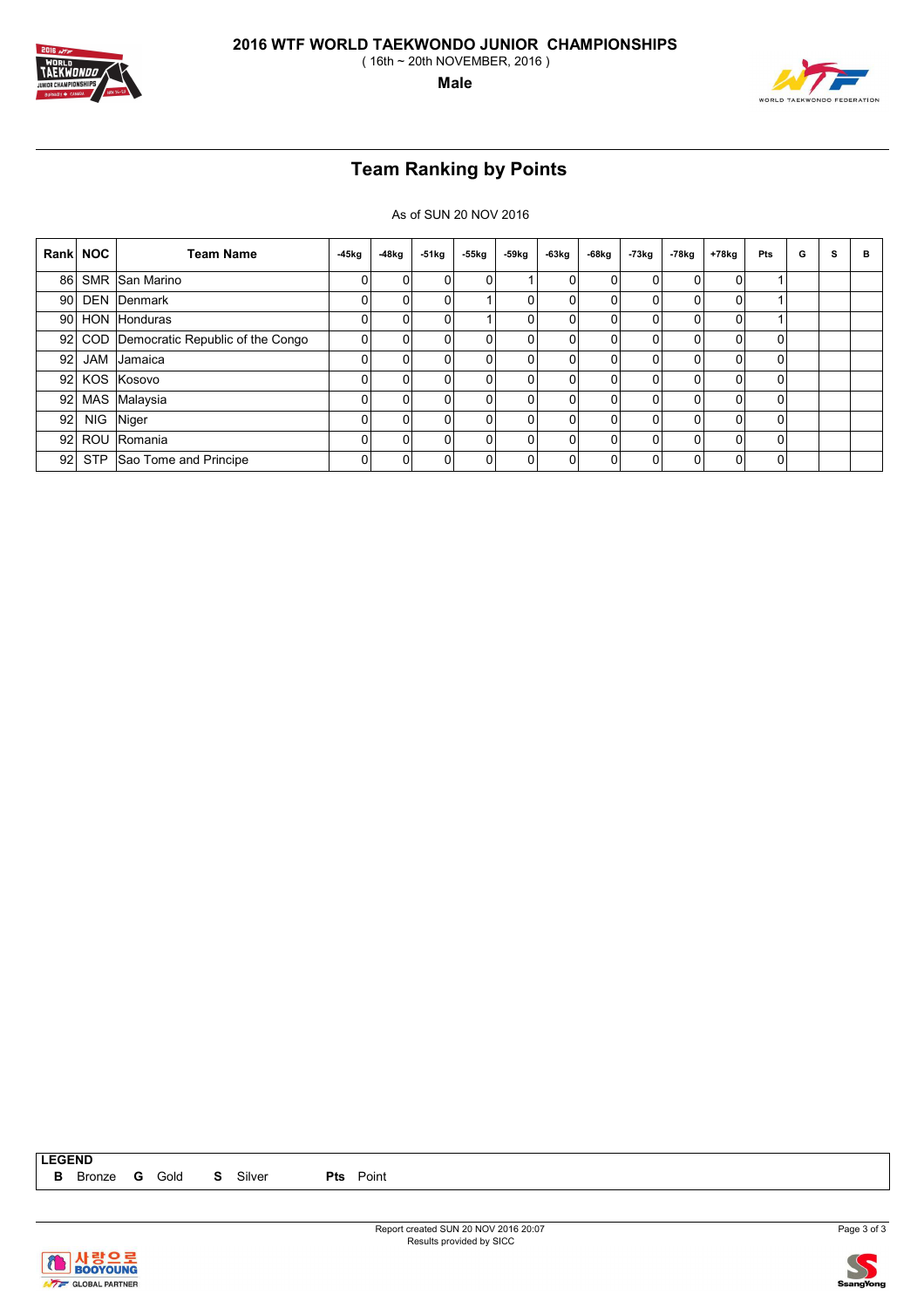# 2016 WTF WORLD TAEKWONDO JUNIOR CHAMPIONSHIPS

( 16th ~ 20th NOVEMBER, 2016 )

**Male**

## Team Ranking by Points

As of SUN 20 NOV 2016

| Rank | NOC | Team Name | -45kg | -48kg | -51kg | -55kg | -59kg | -63kg | -68kg | -73kg | -78kg | +78kg | Pts | G | S | B |
|---|---|---|---|---|---|---|---|---|---|---|---|---|---|---|---|---|
| 86 | SMR | San Marino | 0 | 0 | 0 | 0 | 1 | 0 | 0 | 0 | 0 | 0 | 1 | | | |
| 90 | DEN | Denmark | 0 | 0 | 0 | 1 | 0 | 0 | 0 | 0 | 0 | 0 | 1 | | | |
| 90 | HON | Honduras | 0 | 0 | 0 | 1 | 0 | 0 | 0 | 0 | 0 | 0 | 1 | | | |
| 92 | COD | Democratic Republic of the Congo | 0 | 0 | 0 | 0 | 0 | 0 | 0 | 0 | 0 | 0 | 0 | | | |
| 92 | JAM | Jamaica | 0 | 0 | 0 | 0 | 0 | 0 | 0 | 0 | 0 | 0 | 0 | | | |
| 92 | KOS | Kosovo | 0 | 0 | 0 | 0 | 0 | 0 | 0 | 0 | 0 | 0 | 0 | | | |
| 92 | MAS | Malaysia | 0 | 0 | 0 | 0 | 0 | 0 | 0 | 0 | 0 | 0 | 0 | | | |
| 92 | NIG | Niger | 0 | 0 | 0 | 0 | 0 | 0 | 0 | 0 | 0 | 0 | 0 | | | |
| 92 | ROU | Romania | 0 | 0 | 0 | 0 | 0 | 0 | 0 | 0 | 0 | 0 | 0 | | | |
| 92 | STP | Sao Tome and Principe | 0 | 0 | 0 | 0 | 0 | 0 | 0 | 0 | 0 | 0 | 0 | | | |

**LEGEND**

**B** Bronze **G** Gold **S** Silver **Pts** Point

Report created SUN 20 NOV 2016 20:07
Results provided by SICC